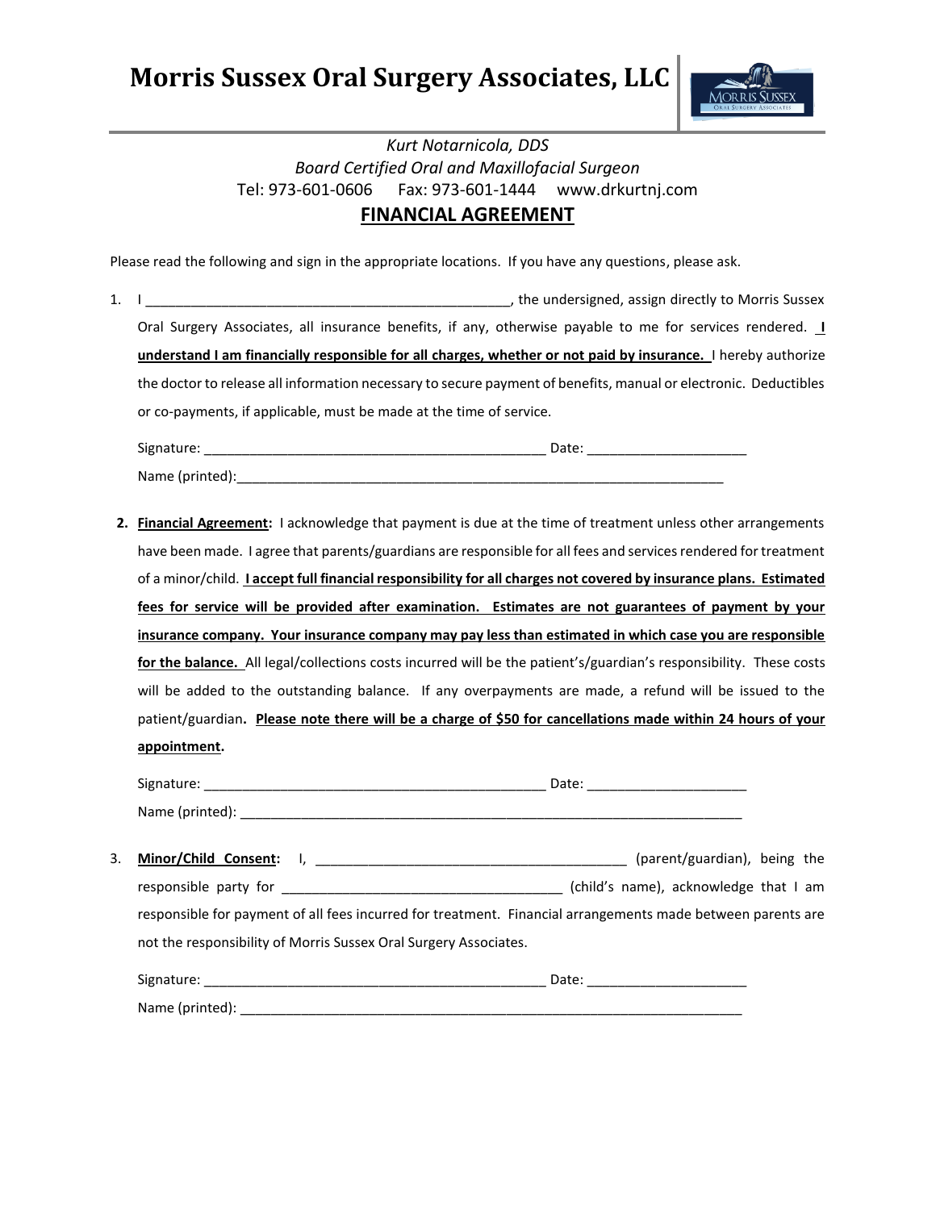# Morris Sussex Oral Surgery Associates, LLC

*Kurt Notarnicola, DDS*
*Board Certified Oral and Maxillofacial Surgeon*
Tel: 973-601-0606 Fax: 973-601-1444 www.drkurtnj.com

## FINANCIAL AGREEMENT

Please read the following and sign in the appropriate locations. If you have any questions, please ask.

1. I _________________________________________________, the undersigned, assign directly to Morris Sussex Oral Surgery Associates, all insurance benefits, if any, otherwise payable to me for services rendered. **I understand I am financially responsible for all charges, whether or not paid by insurance.** I hereby authorize the doctor to release all information necessary to secure payment of benefits, manual or electronic. Deductibles or co-payments, if applicable, must be made at the time of service.

   Signature: ______________________________________________ Date: _____________________
   Name (printed):_________________________________________________________________

2. **Financial Agreement:** I acknowledge that payment is due at the time of treatment unless other arrangements have been made. I agree that parents/guardians are responsible for all fees and services rendered for treatment of a minor/child. **I accept full financial responsibility for all charges not covered by insurance plans. Estimated fees for service will be provided after examination. Estimates are not guarantees of payment by your insurance company. Your insurance company may pay less than estimated in which case you are responsible for the balance.** All legal/collections costs incurred will be the patient's/guardian's responsibility. These costs will be added to the outstanding balance. If any overpayments are made, a refund will be issued to the patient/guardian. **Please note there will be a charge of $50 for cancellations made within 24 hours of your appointment.**

   Signature: ______________________________________________ Date: _____________________
   Name (printed): ________________________________________________________________

3. **Minor/Child Consent:** I, _________________________________________ (parent/guardian), being the responsible party for _____________________________________ (child's name), acknowledge that I am responsible for payment of all fees incurred for treatment. Financial arrangements made between parents are not the responsibility of Morris Sussex Oral Surgery Associates.

   Signature: ______________________________________________ Date: _____________________
   Name (printed): ________________________________________________________________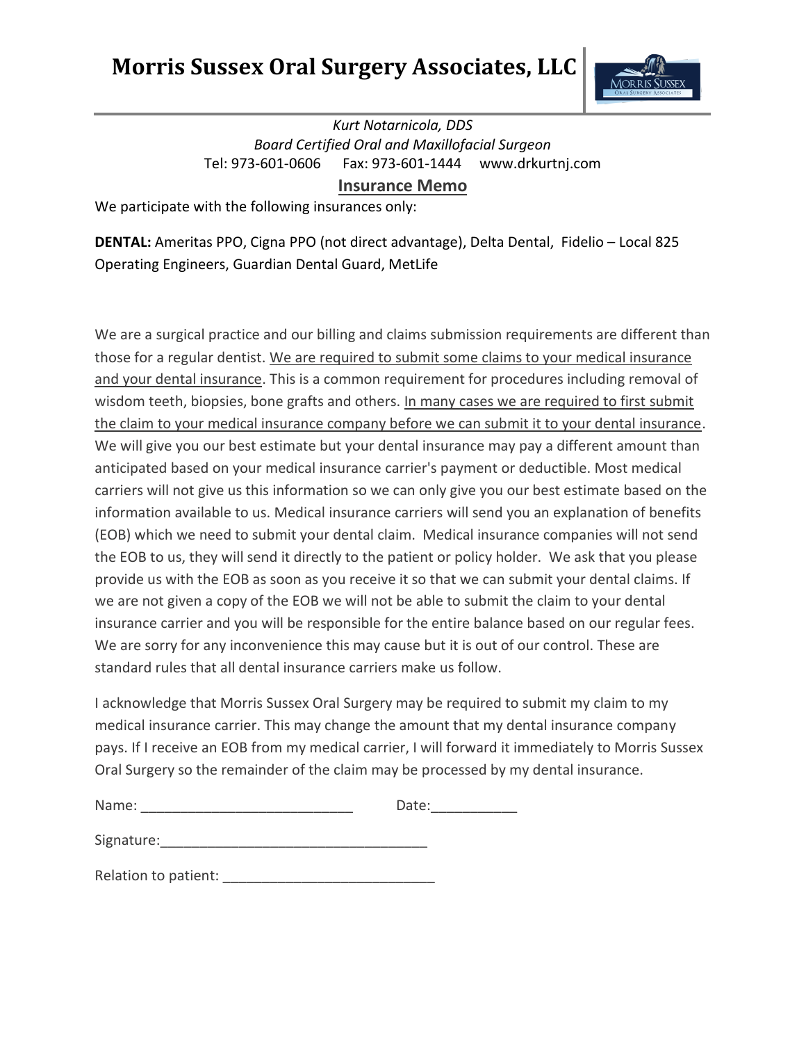# Morris Sussex Oral Surgery Associates, LLC

*Kurt Notarnicola, DDS*
*Board Certified Oral and Maxillofacial Surgeon*
Tel: 973-601-0606 Fax: 973-601-1444 www.drkurtnj.com

## Insurance Memo

We participate with the following insurances only:

**DENTAL:** Ameritas PPO, Cigna PPO (not direct advantage), Delta Dental, Fidelio – Local 825 Operating Engineers, Guardian Dental Guard, MetLife

We are a surgical practice and our billing and claims submission requirements are different than those for a regular dentist. We are required to submit some claims to your medical insurance and your dental insurance. This is a common requirement for procedures including removal of wisdom teeth, biopsies, bone grafts and others. In many cases we are required to first submit the claim to your medical insurance company before we can submit it to your dental insurance. We will give you our best estimate but your dental insurance may pay a different amount than anticipated based on your medical insurance carrier's payment or deductible. Most medical carriers will not give us this information so we can only give you our best estimate based on the information available to us. Medical insurance carriers will send you an explanation of benefits (EOB) which we need to submit your dental claim. Medical insurance companies will not send the EOB to us, they will send it directly to the patient or policy holder. We ask that you please provide us with the EOB as soon as you receive it so that we can submit your dental claims. If we are not given a copy of the EOB we will not be able to submit the claim to your dental insurance carrier and you will be responsible for the entire balance based on our regular fees. We are sorry for any inconvenience this may cause but it is out of our control. These are standard rules that all dental insurance carriers make us follow.

I acknowledge that Morris Sussex Oral Surgery may be required to submit my claim to my medical insurance carrier. This may change the amount that my dental insurance company pays. If I receive an EOB from my medical carrier, I will forward it immediately to Morris Sussex Oral Surgery so the remainder of the claim may be processed by my dental insurance.

Name: ___________________________ Date:___________

Signature:__________________________________

Relation to patient: ___________________________